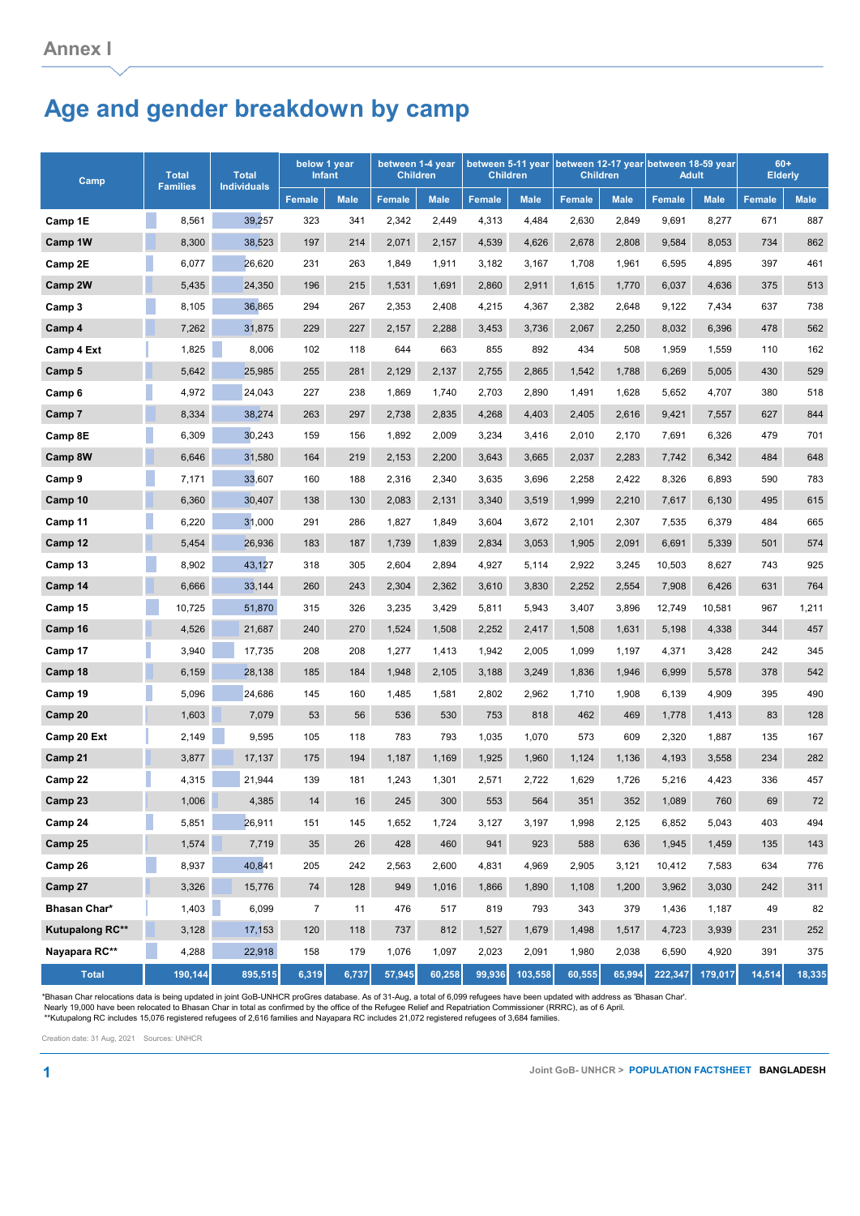# Annex I

## Age and gender breakdown by camp

| Camp | Total Families | Total Individuals | below 1 year Infant | | between 1-4 year Children | | between 5-11 year Children | | between 12-17 year Children | | between 18-59 year Adult | | 60+ Elderly | |
|---|---|---|---|---|---|---|---|---|---|---|---|---|---|---|
| | | | Female | Male | Female | Male | Female | Male | Female | Male | Female | Male | Female | Male |
| **Camp 1E** | 8,561 | 39,257 | 323 | 341 | 2,342 | 2,449 | 4,313 | 4,484 | 2,630 | 2,849 | 9,691 | 8,277 | 671 | 887 |
| **Camp 1W** | 8,300 | 38,523 | 197 | 214 | 2,071 | 2,157 | 4,539 | 4,626 | 2,678 | 2,808 | 9,584 | 8,053 | 734 | 862 |
| **Camp 2E** | 6,077 | 26,620 | 231 | 263 | 1,849 | 1,911 | 3,182 | 3,167 | 1,708 | 1,961 | 6,595 | 4,895 | 397 | 461 |
| **Camp 2W** | 5,435 | 24,350 | 196 | 215 | 1,531 | 1,691 | 2,860 | 2,911 | 1,615 | 1,770 | 6,037 | 4,636 | 375 | 513 |
| **Camp 3** | 8,105 | 36,865 | 294 | 267 | 2,353 | 2,408 | 4,215 | 4,367 | 2,382 | 2,648 | 9,122 | 7,434 | 637 | 738 |
| **Camp 4** | 7,262 | 31,875 | 229 | 227 | 2,157 | 2,288 | 3,453 | 3,736 | 2,067 | 2,250 | 8,032 | 6,396 | 478 | 562 |
| **Camp 4 Ext** | 1,825 | 8,006 | 102 | 118 | 644 | 663 | 855 | 892 | 434 | 508 | 1,959 | 1,559 | 110 | 162 |
| **Camp 5** | 5,642 | 25,985 | 255 | 281 | 2,129 | 2,137 | 2,755 | 2,865 | 1,542 | 1,788 | 6,269 | 5,005 | 430 | 529 |
| **Camp 6** | 4,972 | 24,043 | 227 | 238 | 1,869 | 1,740 | 2,703 | 2,890 | 1,491 | 1,628 | 5,652 | 4,707 | 380 | 518 |
| **Camp 7** | 8,334 | 38,274 | 263 | 297 | 2,738 | 2,835 | 4,268 | 4,403 | 2,405 | 2,616 | 9,421 | 7,557 | 627 | 844 |
| **Camp 8E** | 6,309 | 30,243 | 159 | 156 | 1,892 | 2,009 | 3,234 | 3,416 | 2,010 | 2,170 | 7,691 | 6,326 | 479 | 701 |
| **Camp 8W** | 6,646 | 31,580 | 164 | 219 | 2,153 | 2,200 | 3,643 | 3,665 | 2,037 | 2,283 | 7,742 | 6,342 | 484 | 648 |
| **Camp 9** | 7,171 | 33,607 | 160 | 188 | 2,316 | 2,340 | 3,635 | 3,696 | 2,258 | 2,422 | 8,326 | 6,893 | 590 | 783 |
| **Camp 10** | 6,360 | 30,407 | 138 | 130 | 2,083 | 2,131 | 3,340 | 3,519 | 1,999 | 2,210 | 7,617 | 6,130 | 495 | 615 |
| **Camp 11** | 6,220 | 31,000 | 291 | 286 | 1,827 | 1,849 | 3,604 | 3,672 | 2,101 | 2,307 | 7,535 | 6,379 | 484 | 665 |
| **Camp 12** | 5,454 | 26,936 | 183 | 187 | 1,739 | 1,839 | 2,834 | 3,053 | 1,905 | 2,091 | 6,691 | 5,339 | 501 | 574 |
| **Camp 13** | 8,902 | 43,127 | 318 | 305 | 2,604 | 2,894 | 4,927 | 5,114 | 2,922 | 3,245 | 10,503 | 8,627 | 743 | 925 |
| **Camp 14** | 6,666 | 33,144 | 260 | 243 | 2,304 | 2,362 | 3,610 | 3,830 | 2,252 | 2,554 | 7,908 | 6,426 | 631 | 764 |
| **Camp 15** | 10,725 | 51,870 | 315 | 326 | 3,235 | 3,429 | 5,811 | 5,943 | 3,407 | 3,896 | 12,749 | 10,581 | 967 | 1,211 |
| **Camp 16** | 4,526 | 21,687 | 240 | 270 | 1,524 | 1,508 | 2,252 | 2,417 | 1,508 | 1,631 | 5,198 | 4,338 | 344 | 457 |
| **Camp 17** | 3,940 | 17,735 | 208 | 208 | 1,277 | 1,413 | 1,942 | 2,005 | 1,099 | 1,197 | 4,371 | 3,428 | 242 | 345 |
| **Camp 18** | 6,159 | 28,138 | 185 | 184 | 1,948 | 2,105 | 3,188 | 3,249 | 1,836 | 1,946 | 6,999 | 5,578 | 378 | 542 |
| **Camp 19** | 5,096 | 24,686 | 145 | 160 | 1,485 | 1,581 | 2,802 | 2,962 | 1,710 | 1,908 | 6,139 | 4,909 | 395 | 490 |
| **Camp 20** | 1,603 | 7,079 | 53 | 56 | 536 | 530 | 753 | 818 | 462 | 469 | 1,778 | 1,413 | 83 | 128 |
| **Camp 20 Ext** | 2,149 | 9,595 | 105 | 118 | 783 | 793 | 1,035 | 1,070 | 573 | 609 | 2,320 | 1,887 | 135 | 167 |
| **Camp 21** | 3,877 | 17,137 | 175 | 194 | 1,187 | 1,169 | 1,925 | 1,960 | 1,124 | 1,136 | 4,193 | 3,558 | 234 | 282 |
| **Camp 22** | 4,315 | 21,944 | 139 | 181 | 1,243 | 1,301 | 2,571 | 2,722 | 1,629 | 1,726 | 5,216 | 4,423 | 336 | 457 |
| **Camp 23** | 1,006 | 4,385 | 14 | 16 | 245 | 300 | 553 | 564 | 351 | 352 | 1,089 | 760 | 69 | 72 |
| **Camp 24** | 5,851 | 26,911 | 151 | 145 | 1,652 | 1,724 | 3,127 | 3,197 | 1,998 | 2,125 | 6,852 | 5,043 | 403 | 494 |
| **Camp 25** | 1,574 | 7,719 | 35 | 26 | 428 | 460 | 941 | 923 | 588 | 636 | 1,945 | 1,459 | 135 | 143 |
| **Camp 26** | 8,937 | 40,841 | 205 | 242 | 2,563 | 2,600 | 4,831 | 4,969 | 2,905 | 3,121 | 10,412 | 7,583 | 634 | 776 |
| **Camp 27** | 3,326 | 15,776 | 74 | 128 | 949 | 1,016 | 1,866 | 1,890 | 1,108 | 1,200 | 3,962 | 3,030 | 242 | 311 |
| **Bhasan Char*** | 1,403 | 6,099 | 7 | 11 | 476 | 517 | 819 | 793 | 343 | 379 | 1,436 | 1,187 | 49 | 82 |
| **Kutupalong RC**** | 3,128 | 17,153 | 120 | 118 | 737 | 812 | 1,527 | 1,679 | 1,498 | 1,517 | 4,723 | 3,939 | 231 | 252 |
| **Nayapara RC**** | 4,288 | 22,918 | 158 | 179 | 1,076 | 1,097 | 2,023 | 2,091 | 1,980 | 2,038 | 6,590 | 4,920 | 391 | 375 |
| **Total** | **190,144** | **895,515** | **6,319** | **6,737** | **57,945** | **60,258** | **99,936** | **103,558** | **60,555** | **65,994** | **222,347** | **179,017** | **14,514** | **18,335** |

*Bhasan Char relocations data is being updated in joint GoB-UNHCR proGres database. As of 31-Aug, a total of 6,099 refugees have been updated with address as 'Bhasan Char'. Nearly 19,000 have been relocated to Bhasan Char in total as confirmed by the office of the Refugee Relief and Repatriation Commissioner (RRRC), as of 6 April.
**Kutupalong RC includes 15,076 registered refugees of 2,616 families and Nayapara RC includes 21,072 registered refugees of 3,684 families.

Creation date: 31 Aug, 2021 Sources: UNHCR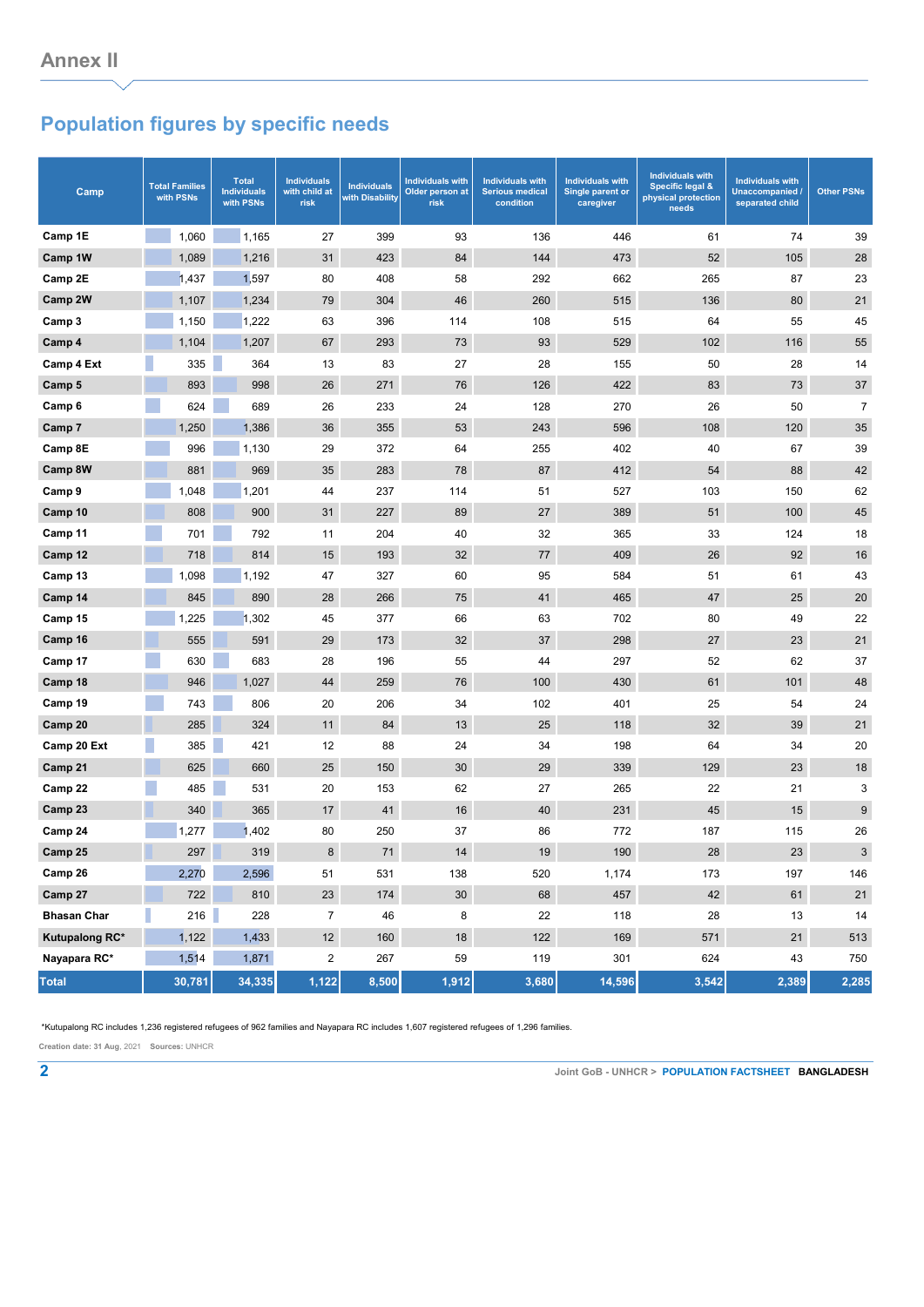## Annex II

# Population figures by specific needs

| Camp | Total Families with PSNs | Total Individuals with PSNs | Individuals with child at risk | Individuals with Disability | Individuals with Older person at risk | Individuals with Serious medical condition | Individuals with Single parent or caregiver | Individuals with Specific legal & physical protection needs | Individuals with Unaccompanied / separated child | Other PSNs |
|---|---|---|---|---|---|---|---|---|---|---|
| Camp 1E | 1,060 | 1,165 | 27 | 399 | 93 | 136 | 446 | 61 | 74 | 39 |
| Camp 1W | 1,089 | 1,216 | 31 | 423 | 84 | 144 | 473 | 52 | 105 | 28 |
| Camp 2E | 1,437 | 1,597 | 80 | 408 | 58 | 292 | 662 | 265 | 87 | 23 |
| Camp 2W | 1,107 | 1,234 | 79 | 304 | 46 | 260 | 515 | 136 | 80 | 21 |
| Camp 3 | 1,150 | 1,222 | 63 | 396 | 114 | 108 | 515 | 64 | 55 | 45 |
| Camp 4 | 1,104 | 1,207 | 67 | 293 | 73 | 93 | 529 | 102 | 116 | 55 |
| Camp 4 Ext | 335 | 364 | 13 | 83 | 27 | 28 | 155 | 50 | 28 | 14 |
| Camp 5 | 893 | 998 | 26 | 271 | 76 | 126 | 422 | 83 | 73 | 37 |
| Camp 6 | 624 | 689 | 26 | 233 | 24 | 128 | 270 | 26 | 50 | 7 |
| Camp 7 | 1,250 | 1,386 | 36 | 355 | 53 | 243 | 596 | 108 | 120 | 35 |
| Camp 8E | 996 | 1,130 | 29 | 372 | 64 | 255 | 402 | 40 | 67 | 39 |
| Camp 8W | 881 | 969 | 35 | 283 | 78 | 87 | 412 | 54 | 88 | 42 |
| Camp 9 | 1,048 | 1,201 | 44 | 237 | 114 | 51 | 527 | 103 | 150 | 62 |
| Camp 10 | 808 | 900 | 31 | 227 | 89 | 27 | 389 | 51 | 100 | 45 |
| Camp 11 | 701 | 792 | 11 | 204 | 40 | 32 | 365 | 33 | 124 | 18 |
| Camp 12 | 718 | 814 | 15 | 193 | 32 | 77 | 409 | 26 | 92 | 16 |
| Camp 13 | 1,098 | 1,192 | 47 | 327 | 60 | 95 | 584 | 51 | 61 | 43 |
| Camp 14 | 845 | 890 | 28 | 266 | 75 | 41 | 465 | 47 | 25 | 20 |
| Camp 15 | 1,225 | 1,302 | 45 | 377 | 66 | 63 | 702 | 80 | 49 | 22 |
| Camp 16 | 555 | 591 | 29 | 173 | 32 | 37 | 298 | 27 | 23 | 21 |
| Camp 17 | 630 | 683 | 28 | 196 | 55 | 44 | 297 | 52 | 62 | 37 |
| Camp 18 | 946 | 1,027 | 44 | 259 | 76 | 100 | 430 | 61 | 101 | 48 |
| Camp 19 | 743 | 806 | 20 | 206 | 34 | 102 | 401 | 25 | 54 | 24 |
| Camp 20 | 285 | 324 | 11 | 84 | 13 | 25 | 118 | 32 | 39 | 21 |
| Camp 20 Ext | 385 | 421 | 12 | 88 | 24 | 34 | 198 | 64 | 34 | 20 |
| Camp 21 | 625 | 660 | 25 | 150 | 30 | 29 | 339 | 129 | 23 | 18 |
| Camp 22 | 485 | 531 | 20 | 153 | 62 | 27 | 265 | 22 | 21 | 3 |
| Camp 23 | 340 | 365 | 17 | 41 | 16 | 40 | 231 | 45 | 15 | 9 |
| Camp 24 | 1,277 | 1,402 | 80 | 250 | 37 | 86 | 772 | 187 | 115 | 26 |
| Camp 25 | 297 | 319 | 8 | 71 | 14 | 19 | 190 | 28 | 23 | 3 |
| Camp 26 | 2,270 | 2,596 | 51 | 531 | 138 | 520 | 1,174 | 173 | 197 | 146 |
| Camp 27 | 722 | 810 | 23 | 174 | 30 | 68 | 457 | 42 | 61 | 21 |
| Bhasan Char | 216 | 228 | 7 | 46 | 8 | 22 | 118 | 28 | 13 | 14 |
| Kutupalong RC* | 1,122 | 1,433 | 12 | 160 | 18 | 122 | 169 | 571 | 21 | 513 |
| Nayapara RC* | 1,514 | 1,871 | 2 | 267 | 59 | 119 | 301 | 624 | 43 | 750 |
| **Total** | **30,781** | **34,335** | **1,122** | **8,500** | **1,912** | **3,680** | **14,596** | **3,542** | **2,389** | **2,285** |

*Kutupalong RC includes 1,236 registered refugees of 962 families and Nayapara RC includes 1,607 registered refugees of 1,296 families.

**Creation date:** 31 Aug, 2021 **Sources:** UNHCR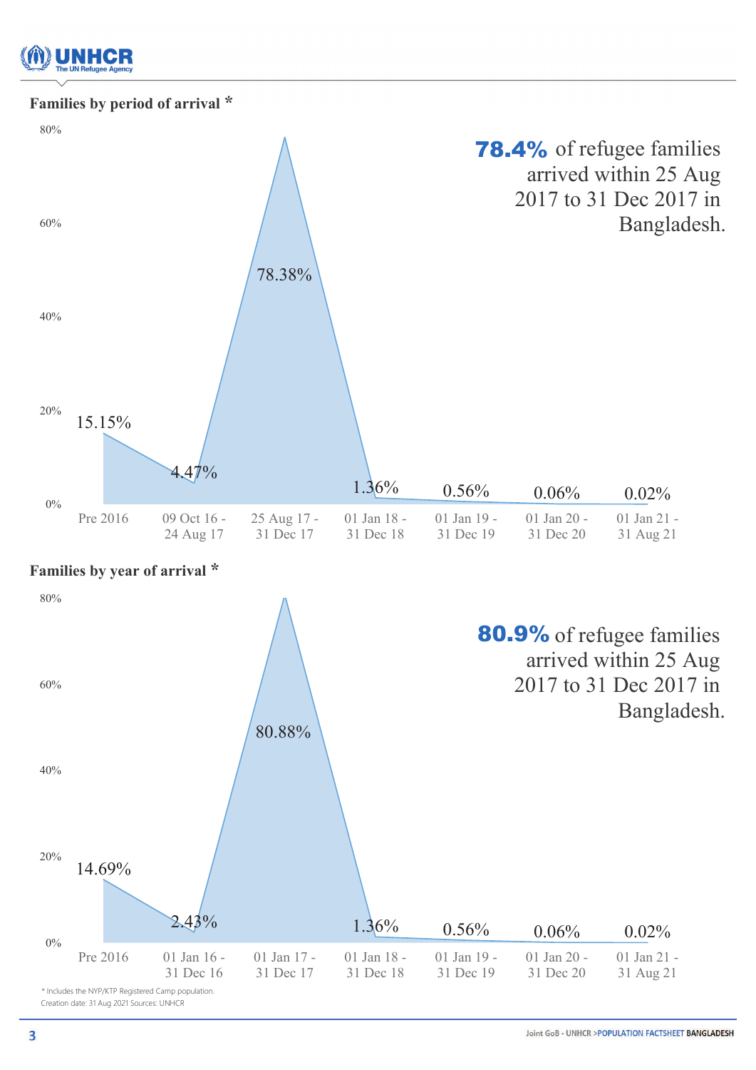## Families by period of arrival *

80%
60%
40%
20%
0%

15.15%
4.47%
78.38%
1.36%
0.56%
0.06%
0.02%

Pre 2016
09 Oct 16 - 24 Aug 17
25 Aug 17 - 31 Dec 17
01 Jan 18 - 31 Dec 18
01 Jan 19 - 31 Dec 19
01 Jan 20 - 31 Dec 20
01 Jan 21 - 31 Aug 21

**78.4%** of refugee families arrived within 25 Aug 2017 to 31 Dec 2017 in Bangladesh.

## Families by year of arrival *

80%
60%
40%
20%
0%

14.69%
2.43%
80.88%
1.36%
0.56%
0.06%
0.02%

Pre 2016
01 Jan 16 - 31 Dec 16
01 Jan 17 - 31 Dec 17
01 Jan 18 - 31 Dec 18
01 Jan 19 - 31 Dec 19
01 Jan 20 - 31 Dec 20
01 Jan 21 - 31 Aug 21

**80.9%** of refugee families arrived within 25 Aug 2017 to 31 Dec 2017 in Bangladesh.

* Includes the NYP/KTP Registered Camp population.
Creation date: 31 Aug 2021 Sources: UNHCR